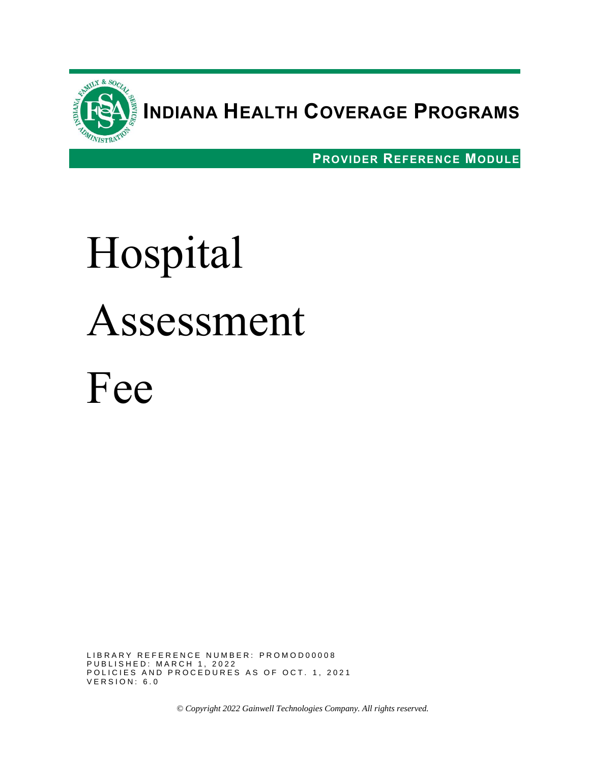**INDIANA HEALTH COVERAGE PROGRAMS**

**PROVIDER REFERENCE MODULE**

# Hospital Assessment Fee

LIBRARY REFERENCE NUMBER: PROMOD00008
PUBLISHED: MARCH 1, 2022
POLICIES AND PROCEDURES AS OF OCT. 1, 2021
VERSION: 6.0

*© Copyright 2022 Gainwell Technologies Company. All rights reserved.*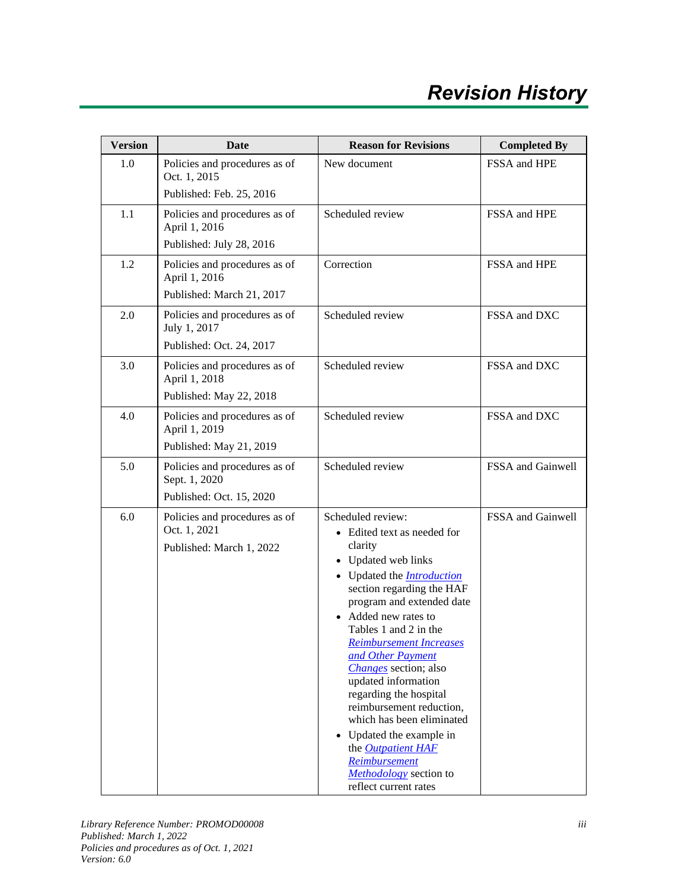# Revision History

| Version | Date | Reason for Revisions | Completed By |
|---|---|---|---|
| 1.0 | Policies and procedures as of Oct. 1, 2015<br>Published: Feb. 25, 2016 | New document | FSSA and HPE |
| 1.1 | Policies and procedures as of April 1, 2016<br>Published: July 28, 2016 | Scheduled review | FSSA and HPE |
| 1.2 | Policies and procedures as of April 1, 2016<br>Published: March 21, 2017 | Correction | FSSA and HPE |
| 2.0 | Policies and procedures as of July 1, 2017<br>Published: Oct. 24, 2017 | Scheduled review | FSSA and DXC |
| 3.0 | Policies and procedures as of April 1, 2018<br>Published: May 22, 2018 | Scheduled review | FSSA and DXC |
| 4.0 | Policies and procedures as of April 1, 2019<br>Published: May 21, 2019 | Scheduled review | FSSA and DXC |
| 5.0 | Policies and procedures as of Sept. 1, 2020<br>Published: Oct. 15, 2020 | Scheduled review | FSSA and Gainwell |
| 6.0 | Policies and procedures as of Oct. 1, 2021<br>Published: March 1, 2022 | Scheduled review:<br>• Edited text as needed for clarity<br>• Updated web links<br>• Updated the *Introduction* section regarding the HAF program and extended date<br>• Added new rates to Tables 1 and 2 in the *Reimbursement Increases and Other Payment Changes* section; also updated information regarding the hospital reimbursement reduction, which has been eliminated<br>• Updated the example in the *Outpatient HAF Reimbursement Methodology* section to reflect current rates | FSSA and Gainwell |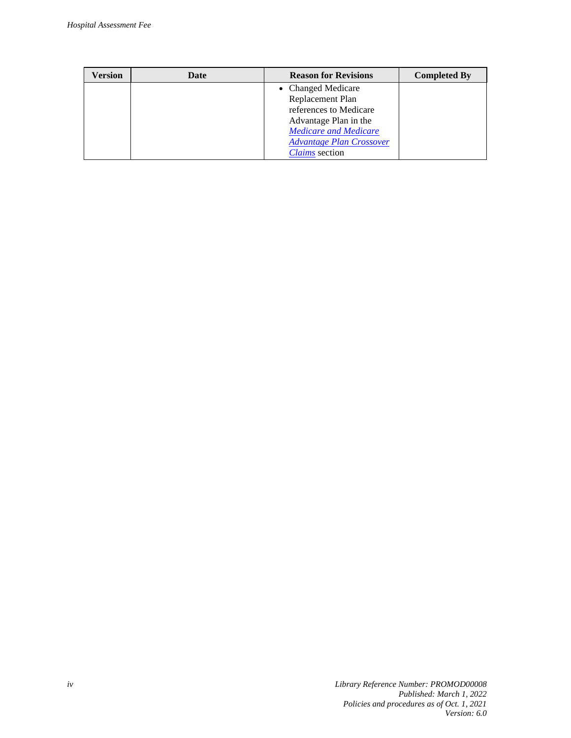| Version | Date | Reason for Revisions | Completed By |
|---|---|---|---|
| | | • Changed Medicare Replacement Plan references to Medicare Advantage Plan in the *Medicare and Medicare Advantage Plan Crossover Claims* section | |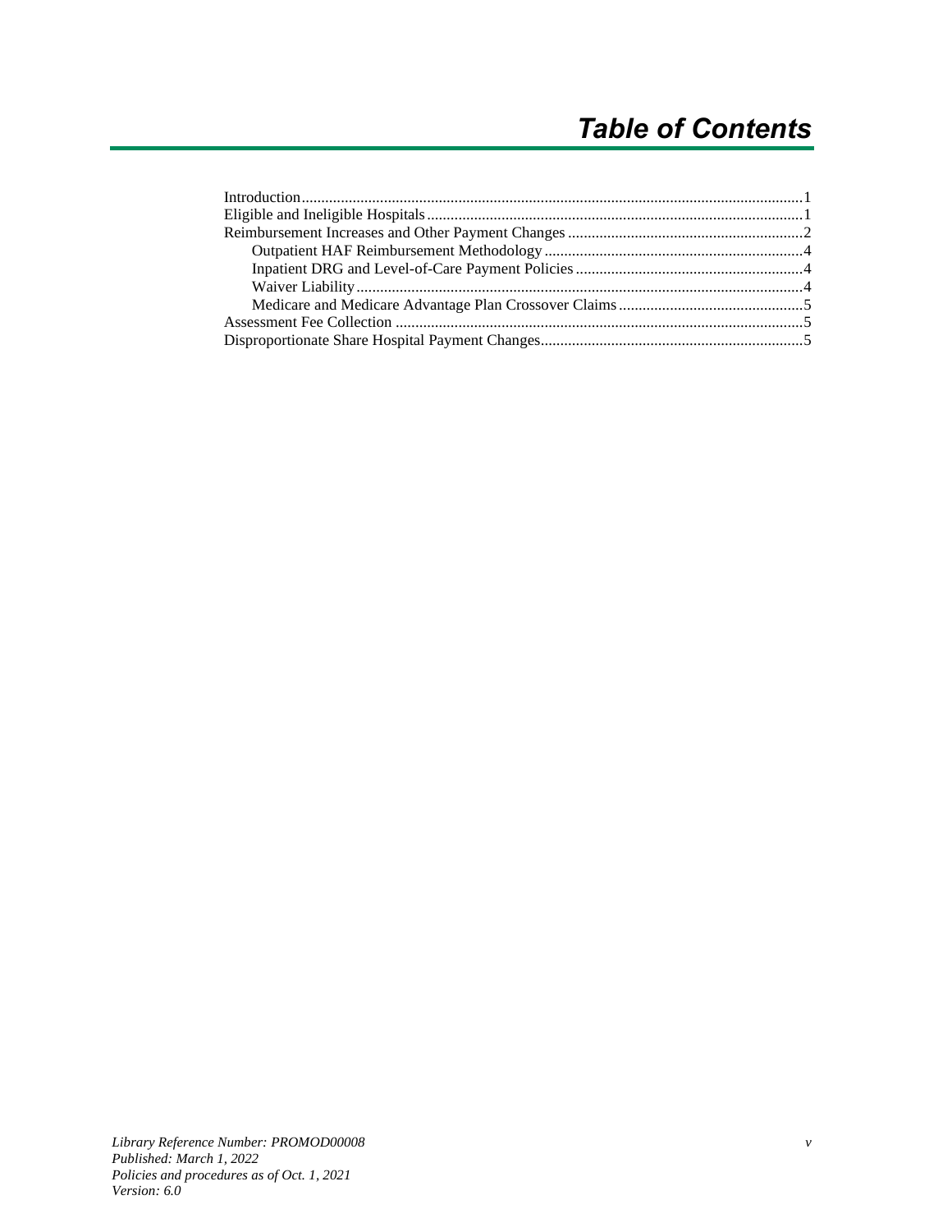# Table of Contents

- Introduction ........ 1
- Eligible and Ineligible Hospitals ........ 1
- Reimbursement Increases and Other Payment Changes ........ 2
  - Outpatient HAF Reimbursement Methodology ........ 4
  - Inpatient DRG and Level-of-Care Payment Policies ........ 4
  - Waiver Liability ........ 4
  - Medicare and Medicare Advantage Plan Crossover Claims ........ 5
- Assessment Fee Collection ........ 5
- Disproportionate Share Hospital Payment Changes ........ 5

*Library Reference Number: PROMOD00008*
*Published: March 1, 2022*
*Policies and procedures as of Oct. 1, 2021*
*Version: 6.0*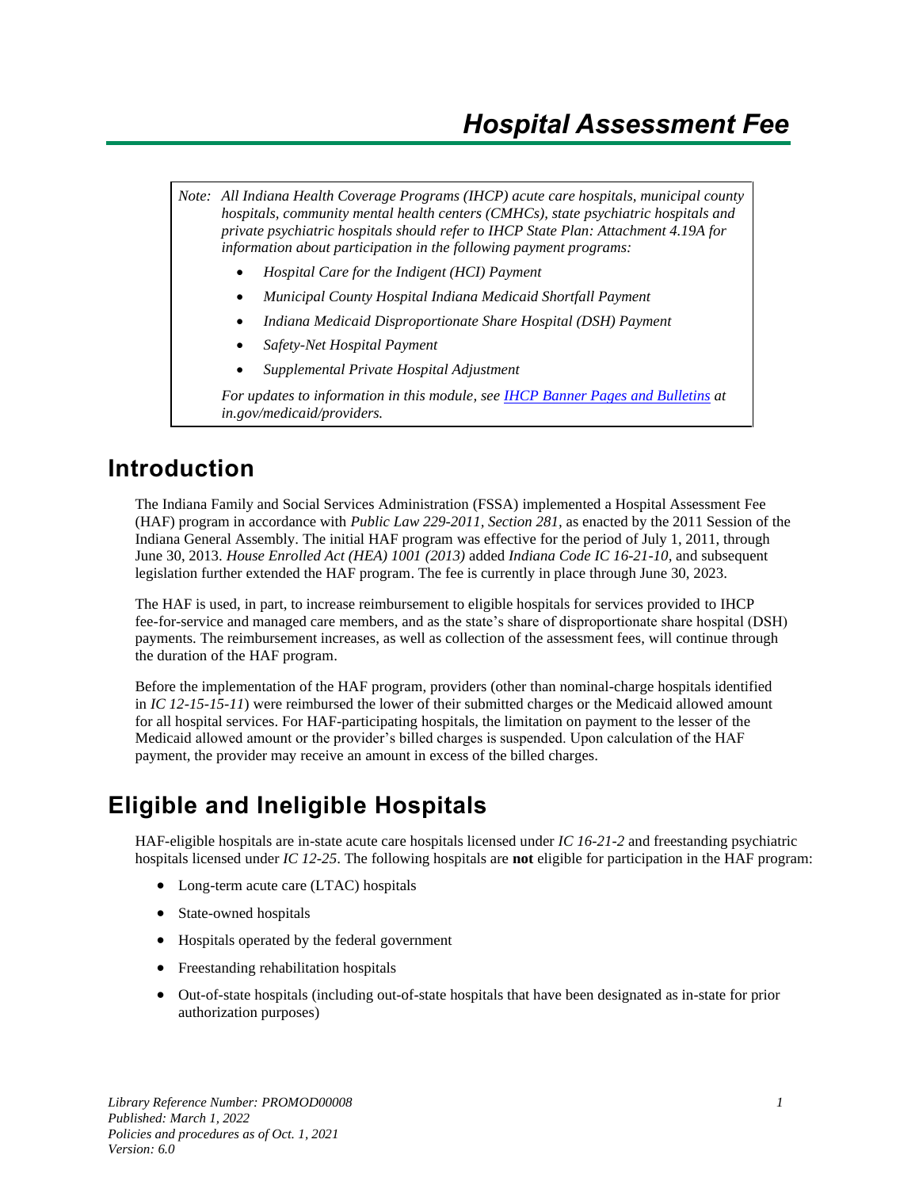# Hospital Assessment Fee

> *Note: All Indiana Health Coverage Programs (IHCP) acute care hospitals, municipal county hospitals, community mental health centers (CMHCs), state psychiatric hospitals and private psychiatric hospitals should refer to IHCP State Plan: Attachment 4.19A for information about participation in the following payment programs:*
>
> - *Hospital Care for the Indigent (HCI) Payment*
> - *Municipal County Hospital Indiana Medicaid Shortfall Payment*
> - *Indiana Medicaid Disproportionate Share Hospital (DSH) Payment*
> - *Safety-Net Hospital Payment*
> - *Supplemental Private Hospital Adjustment*
>
> *For updates to information in this module, see [IHCP Banner Pages and Bulletins](in.gov/medicaid/providers) at in.gov/medicaid/providers.*

## Introduction

The Indiana Family and Social Services Administration (FSSA) implemented a Hospital Assessment Fee (HAF) program in accordance with *Public Law 229-2011, Section 281,* as enacted by the 2011 Session of the Indiana General Assembly. The initial HAF program was effective for the period of July 1, 2011, through June 30, 2013. *House Enrolled Act (HEA) 1001 (2013)* added *Indiana Code IC 16-21-10,* and subsequent legislation further extended the HAF program. The fee is currently in place through June 30, 2023.

The HAF is used, in part, to increase reimbursement to eligible hospitals for services provided to IHCP fee-for-service and managed care members, and as the state's share of disproportionate share hospital (DSH) payments. The reimbursement increases, as well as collection of the assessment fees, will continue through the duration of the HAF program.

Before the implementation of the HAF program, providers (other than nominal-charge hospitals identified in *IC 12-15-15-11*) were reimbursed the lower of their submitted charges or the Medicaid allowed amount for all hospital services. For HAF-participating hospitals, the limitation on payment to the lesser of the Medicaid allowed amount or the provider's billed charges is suspended. Upon calculation of the HAF payment, the provider may receive an amount in excess of the billed charges.

## Eligible and Ineligible Hospitals

HAF-eligible hospitals are in-state acute care hospitals licensed under *IC 16-21-2* and freestanding psychiatric hospitals licensed under *IC 12-25*. The following hospitals are **not** eligible for participation in the HAF program:

- Long-term acute care (LTAC) hospitals
- State-owned hospitals
- Hospitals operated by the federal government
- Freestanding rehabilitation hospitals
- Out-of-state hospitals (including out-of-state hospitals that have been designated as in-state for prior authorization purposes)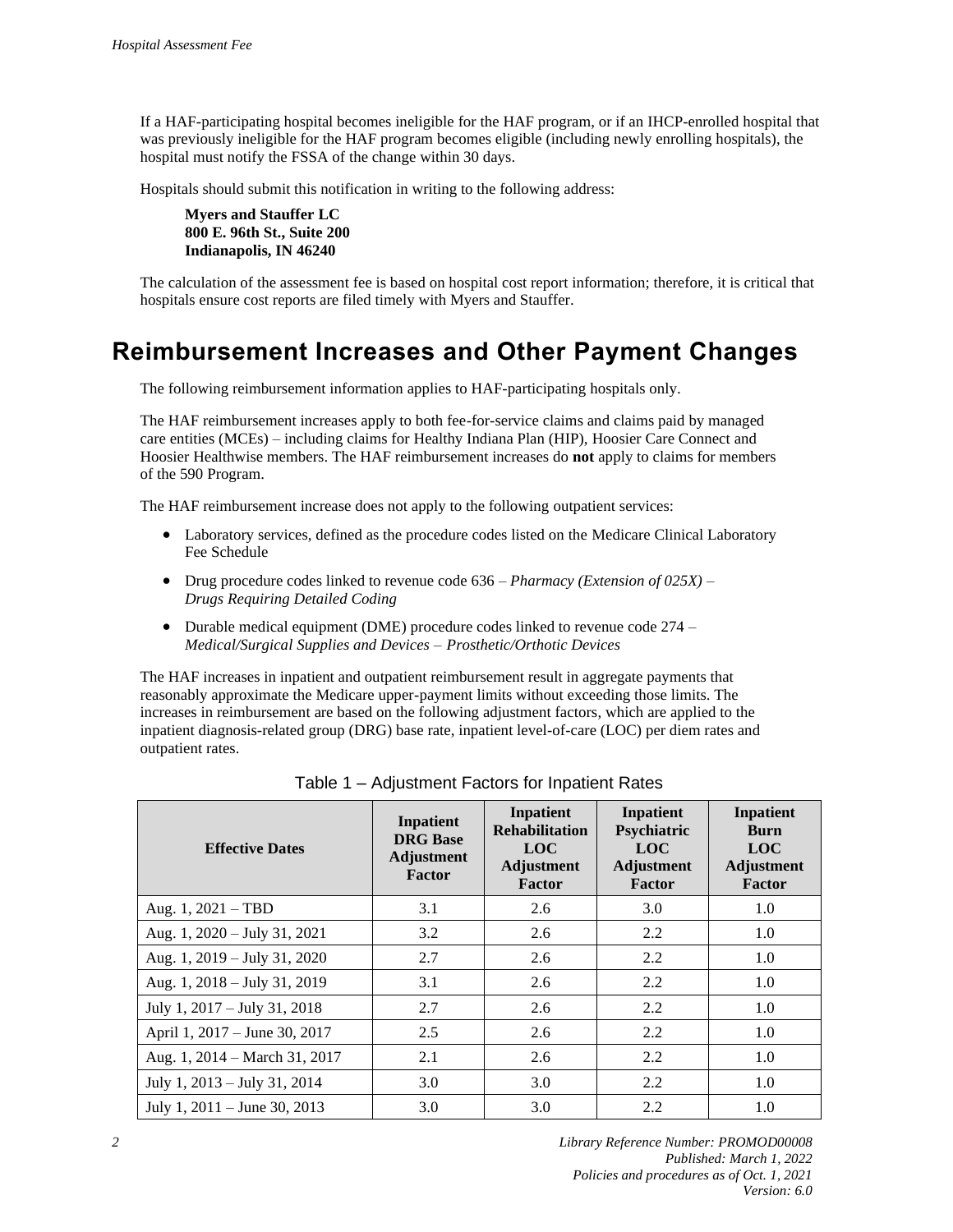If a HAF-participating hospital becomes ineligible for the HAF program, or if an IHCP-enrolled hospital that was previously ineligible for the HAF program becomes eligible (including newly enrolling hospitals), the hospital must notify the FSSA of the change within 30 days.

Hospitals should submit this notification in writing to the following address:

**Myers and Stauffer LC**
**800 E. 96th St., Suite 200**
**Indianapolis, IN 46240**

The calculation of the assessment fee is based on hospital cost report information; therefore, it is critical that hospitals ensure cost reports are filed timely with Myers and Stauffer.

# Reimbursement Increases and Other Payment Changes

The following reimbursement information applies to HAF-participating hospitals only.

The HAF reimbursement increases apply to both fee-for-service claims and claims paid by managed care entities (MCEs) – including claims for Healthy Indiana Plan (HIP), Hoosier Care Connect and Hoosier Healthwise members. The HAF reimbursement increases do **not** apply to claims for members of the 590 Program.

The HAF reimbursement increase does not apply to the following outpatient services:

- Laboratory services, defined as the procedure codes listed on the Medicare Clinical Laboratory Fee Schedule
- Drug procedure codes linked to revenue code 636 – *Pharmacy (Extension of 025X) – Drugs Requiring Detailed Coding*
- Durable medical equipment (DME) procedure codes linked to revenue code 274 – *Medical/Surgical Supplies and Devices – Prosthetic/Orthotic Devices*

The HAF increases in inpatient and outpatient reimbursement result in aggregate payments that reasonably approximate the Medicare upper-payment limits without exceeding those limits. The increases in reimbursement are based on the following adjustment factors, which are applied to the inpatient diagnosis-related group (DRG) base rate, inpatient level-of-care (LOC) per diem rates and outpatient rates.

Table 1 – Adjustment Factors for Inpatient Rates

| Effective Dates | Inpatient DRG Base Adjustment Factor | Inpatient Rehabilitation LOC Adjustment Factor | Inpatient Psychiatric LOC Adjustment Factor | Inpatient Burn LOC Adjustment Factor |
|---|---|---|---|---|
| Aug. 1, 2021 – TBD | 3.1 | 2.6 | 3.0 | 1.0 |
| Aug. 1, 2020 – July 31, 2021 | 3.2 | 2.6 | 2.2 | 1.0 |
| Aug. 1, 2019 – July 31, 2020 | 2.7 | 2.6 | 2.2 | 1.0 |
| Aug. 1, 2018 – July 31, 2019 | 3.1 | 2.6 | 2.2 | 1.0 |
| July 1, 2017 – July 31, 2018 | 2.7 | 2.6 | 2.2 | 1.0 |
| April 1, 2017 – June 30, 2017 | 2.5 | 2.6 | 2.2 | 1.0 |
| Aug. 1, 2014 – March 31, 2017 | 2.1 | 2.6 | 2.2 | 1.0 |
| July 1, 2013 – July 31, 2014 | 3.0 | 3.0 | 2.2 | 1.0 |
| July 1, 2011 – June 30, 2013 | 3.0 | 3.0 | 2.2 | 1.0 |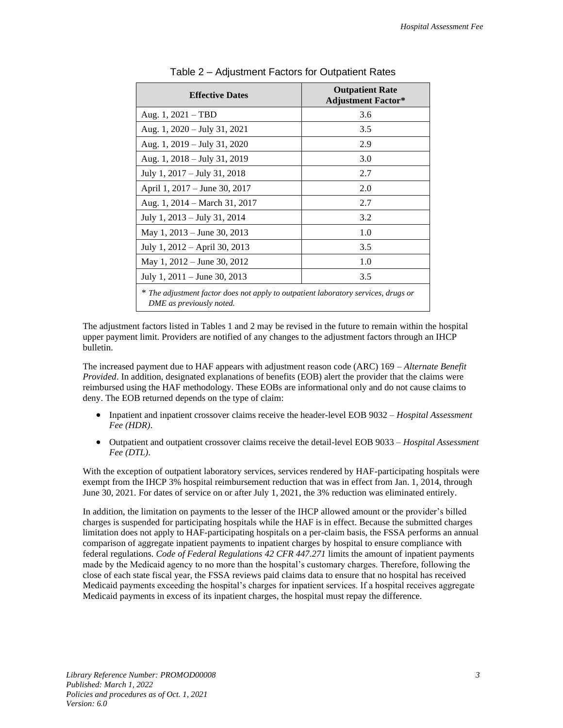Table 2 – Adjustment Factors for Outpatient Rates

| Effective Dates | Outpatient Rate Adjustment Factor* |
| --- | --- |
| Aug. 1, 2021 – TBD | 3.6 |
| Aug. 1, 2020 – July 31, 2021 | 3.5 |
| Aug. 1, 2019 – July 31, 2020 | 2.9 |
| Aug. 1, 2018 – July 31, 2019 | 3.0 |
| July 1, 2017 – July 31, 2018 | 2.7 |
| April 1, 2017 – June 30, 2017 | 2.0 |
| Aug. 1, 2014 – March 31, 2017 | 2.7 |
| July 1, 2013 – July 31, 2014 | 3.2 |
| May 1, 2013 – June 30, 2013 | 1.0 |
| July 1, 2012 – April 30, 2013 | 3.5 |
| May 1, 2012 – June 30, 2012 | 1.0 |
| July 1, 2011 – June 30, 2013 | 3.5 |

\* *The adjustment factor does not apply to outpatient laboratory services, drugs or DME as previously noted.*

The adjustment factors listed in Tables 1 and 2 may be revised in the future to remain within the hospital upper payment limit. Providers are notified of any changes to the adjustment factors through an IHCP bulletin.

The increased payment due to HAF appears with adjustment reason code (ARC) 169 – *Alternate Benefit Provided*. In addition, designated explanations of benefits (EOB) alert the provider that the claims were reimbursed using the HAF methodology. These EOBs are informational only and do not cause claims to deny. The EOB returned depends on the type of claim:

- Inpatient and inpatient crossover claims receive the header-level EOB 9032 – *Hospital Assessment Fee (HDR)*.
- Outpatient and outpatient crossover claims receive the detail-level EOB 9033 – *Hospital Assessment Fee (DTL)*.

With the exception of outpatient laboratory services, services rendered by HAF-participating hospitals were exempt from the IHCP 3% hospital reimbursement reduction that was in effect from Jan. 1, 2014, through June 30, 2021. For dates of service on or after July 1, 2021, the 3% reduction was eliminated entirely.

In addition, the limitation on payments to the lesser of the IHCP allowed amount or the provider's billed charges is suspended for participating hospitals while the HAF is in effect. Because the submitted charges limitation does not apply to HAF-participating hospitals on a per-claim basis, the FSSA performs an annual comparison of aggregate inpatient payments to inpatient charges by hospital to ensure compliance with federal regulations. *Code of Federal Regulations 42 CFR 447.271* limits the amount of inpatient payments made by the Medicaid agency to no more than the hospital's customary charges. Therefore, following the close of each state fiscal year, the FSSA reviews paid claims data to ensure that no hospital has received Medicaid payments exceeding the hospital's charges for inpatient services. If a hospital receives aggregate Medicaid payments in excess of its inpatient charges, the hospital must repay the difference.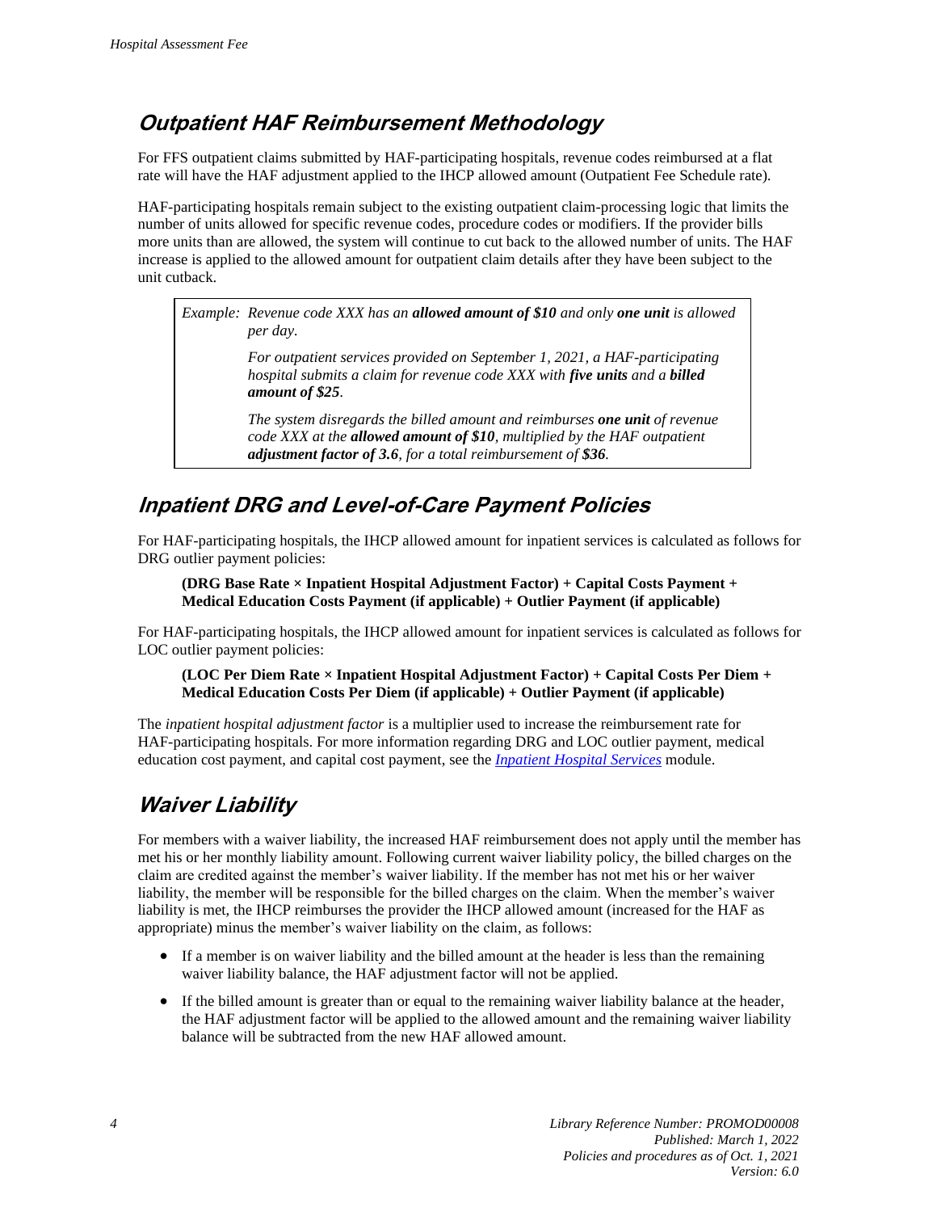## Outpatient HAF Reimbursement Methodology

For FFS outpatient claims submitted by HAF-participating hospitals, revenue codes reimbursed at a flat rate will have the HAF adjustment applied to the IHCP allowed amount (Outpatient Fee Schedule rate).

HAF-participating hospitals remain subject to the existing outpatient claim-processing logic that limits the number of units allowed for specific revenue codes, procedure codes or modifiers. If the provider bills more units than are allowed, the system will continue to cut back to the allowed number of units. The HAF increase is applied to the allowed amount for outpatient claim details after they have been subject to the unit cutback.

> *Example: Revenue code XXX has an **allowed amount of $10** and only **one unit** is allowed per day.*
>
> *For outpatient services provided on September 1, 2021, a HAF-participating hospital submits a claim for revenue code XXX with **five units** and a **billed amount of $25**.*
>
> *The system disregards the billed amount and reimburses **one unit** of revenue code XXX at the **allowed amount of $10**, multiplied by the HAF outpatient **adjustment factor of 3.6**, for a total reimbursement of **$36**.*

## Inpatient DRG and Level-of-Care Payment Policies

For HAF-participating hospitals, the IHCP allowed amount for inpatient services is calculated as follows for DRG outlier payment policies:

**(DRG Base Rate × Inpatient Hospital Adjustment Factor) + Capital Costs Payment + Medical Education Costs Payment (if applicable) + Outlier Payment (if applicable)**

For HAF-participating hospitals, the IHCP allowed amount for inpatient services is calculated as follows for LOC outlier payment policies:

**(LOC Per Diem Rate × Inpatient Hospital Adjustment Factor) + Capital Costs Per Diem + Medical Education Costs Per Diem (if applicable) + Outlier Payment (if applicable)**

The *inpatient hospital adjustment factor* is a multiplier used to increase the reimbursement rate for HAF-participating hospitals. For more information regarding DRG and LOC outlier payment, medical education cost payment, and capital cost payment, see the *Inpatient Hospital Services* module.

## Waiver Liability

For members with a waiver liability, the increased HAF reimbursement does not apply until the member has met his or her monthly liability amount. Following current waiver liability policy, the billed charges on the claim are credited against the member's waiver liability. If the member has not met his or her waiver liability, the member will be responsible for the billed charges on the claim. When the member's waiver liability is met, the IHCP reimburses the provider the IHCP allowed amount (increased for the HAF as appropriate) minus the member's waiver liability on the claim, as follows:

- If a member is on waiver liability and the billed amount at the header is less than the remaining waiver liability balance, the HAF adjustment factor will not be applied.
- If the billed amount is greater than or equal to the remaining waiver liability balance at the header, the HAF adjustment factor will be applied to the allowed amount and the remaining waiver liability balance will be subtracted from the new HAF allowed amount.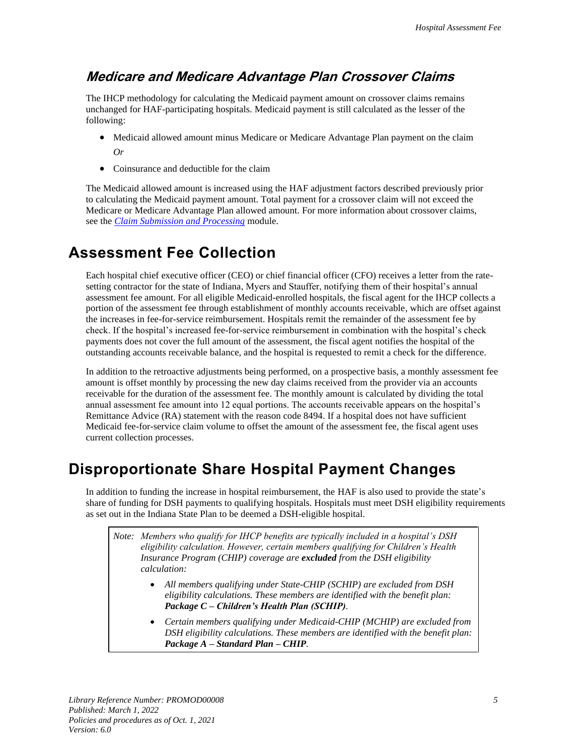### *Medicare and Medicare Advantage Plan Crossover Claims*

The IHCP methodology for calculating the Medicaid payment amount on crossover claims remains unchanged for HAF-participating hospitals. Medicaid payment is still calculated as the lesser of the following:

- Medicaid allowed amount minus Medicare or Medicare Advantage Plan payment on the claim
  *Or*
- Coinsurance and deductible for the claim

The Medicaid allowed amount is increased using the HAF adjustment factors described previously prior to calculating the Medicaid payment amount. Total payment for a crossover claim will not exceed the Medicare or Medicare Advantage Plan allowed amount. For more information about crossover claims, see the *Claim Submission and Processing* module.

## Assessment Fee Collection

Each hospital chief executive officer (CEO) or chief financial officer (CFO) receives a letter from the rate-setting contractor for the state of Indiana, Myers and Stauffer, notifying them of their hospital's annual assessment fee amount. For all eligible Medicaid-enrolled hospitals, the fiscal agent for the IHCP collects a portion of the assessment fee through establishment of monthly accounts receivable, which are offset against the increases in fee-for-service reimbursement. Hospitals remit the remainder of the assessment fee by check. If the hospital's increased fee-for-service reimbursement in combination with the hospital's check payments does not cover the full amount of the assessment, the fiscal agent notifies the hospital of the outstanding accounts receivable balance, and the hospital is requested to remit a check for the difference.

In addition to the retroactive adjustments being performed, on a prospective basis, a monthly assessment fee amount is offset monthly by processing the new day claims received from the provider via an accounts receivable for the duration of the assessment fee. The monthly amount is calculated by dividing the total annual assessment fee amount into 12 equal portions. The accounts receivable appears on the hospital's Remittance Advice (RA) statement with the reason code 8494. If a hospital does not have sufficient Medicaid fee-for-service claim volume to offset the amount of the assessment fee, the fiscal agent uses current collection processes.

## Disproportionate Share Hospital Payment Changes

In addition to funding the increase in hospital reimbursement, the HAF is also used to provide the state's share of funding for DSH payments to qualifying hospitals. Hospitals must meet DSH eligibility requirements as set out in the Indiana State Plan to be deemed a DSH-eligible hospital.

> *Note: Members who qualify for IHCP benefits are typically included in a hospital's DSH eligibility calculation. However, certain members qualifying for Children's Health Insurance Program (CHIP) coverage are **excluded** from the DSH eligibility calculation:*
>
> - *All members qualifying under State-CHIP (SCHIP) are excluded from DSH eligibility calculations. These members are identified with the benefit plan: **Package C – Children's Health Plan (SCHIP)**.*
> - *Certain members qualifying under Medicaid-CHIP (MCHIP) are excluded from DSH eligibility calculations. These members are identified with the benefit plan: **Package A – Standard Plan – CHIP**.*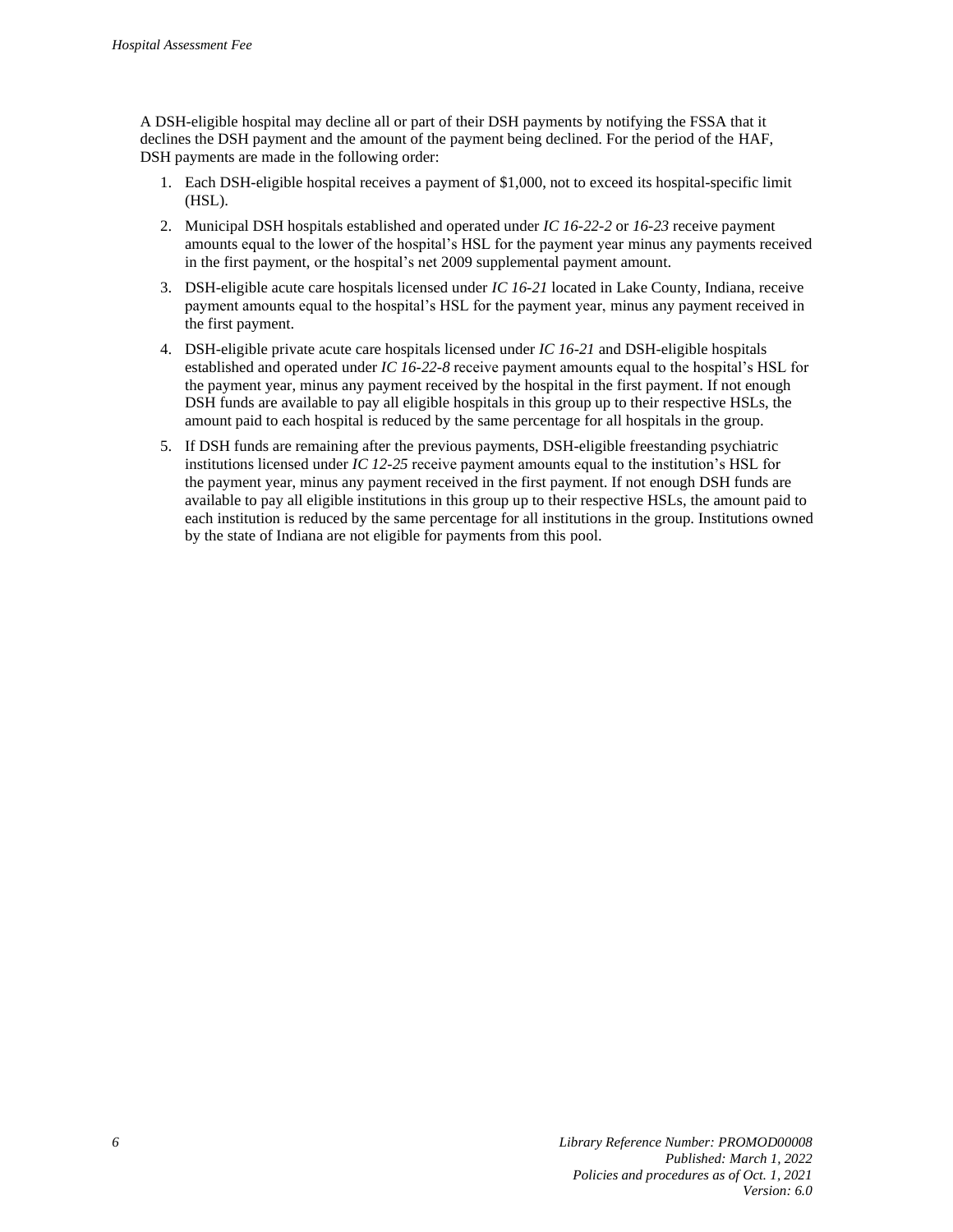A DSH-eligible hospital may decline all or part of their DSH payments by notifying the FSSA that it declines the DSH payment and the amount of the payment being declined. For the period of the HAF, DSH payments are made in the following order:

1. Each DSH-eligible hospital receives a payment of $1,000, not to exceed its hospital-specific limit (HSL).
2. Municipal DSH hospitals established and operated under *IC 16-22-2* or *16-23* receive payment amounts equal to the lower of the hospital's HSL for the payment year minus any payments received in the first payment, or the hospital's net 2009 supplemental payment amount.
3. DSH-eligible acute care hospitals licensed under *IC 16-21* located in Lake County, Indiana, receive payment amounts equal to the hospital's HSL for the payment year, minus any payment received in the first payment.
4. DSH-eligible private acute care hospitals licensed under *IC 16-21* and DSH-eligible hospitals established and operated under *IC 16-22-8* receive payment amounts equal to the hospital's HSL for the payment year, minus any payment received by the hospital in the first payment. If not enough DSH funds are available to pay all eligible hospitals in this group up to their respective HSLs, the amount paid to each hospital is reduced by the same percentage for all hospitals in the group.
5. If DSH funds are remaining after the previous payments, DSH-eligible freestanding psychiatric institutions licensed under *IC 12-25* receive payment amounts equal to the institution's HSL for the payment year, minus any payment received in the first payment. If not enough DSH funds are available to pay all eligible institutions in this group up to their respective HSLs, the amount paid to each institution is reduced by the same percentage for all institutions in the group. Institutions owned by the state of Indiana are not eligible for payments from this pool.